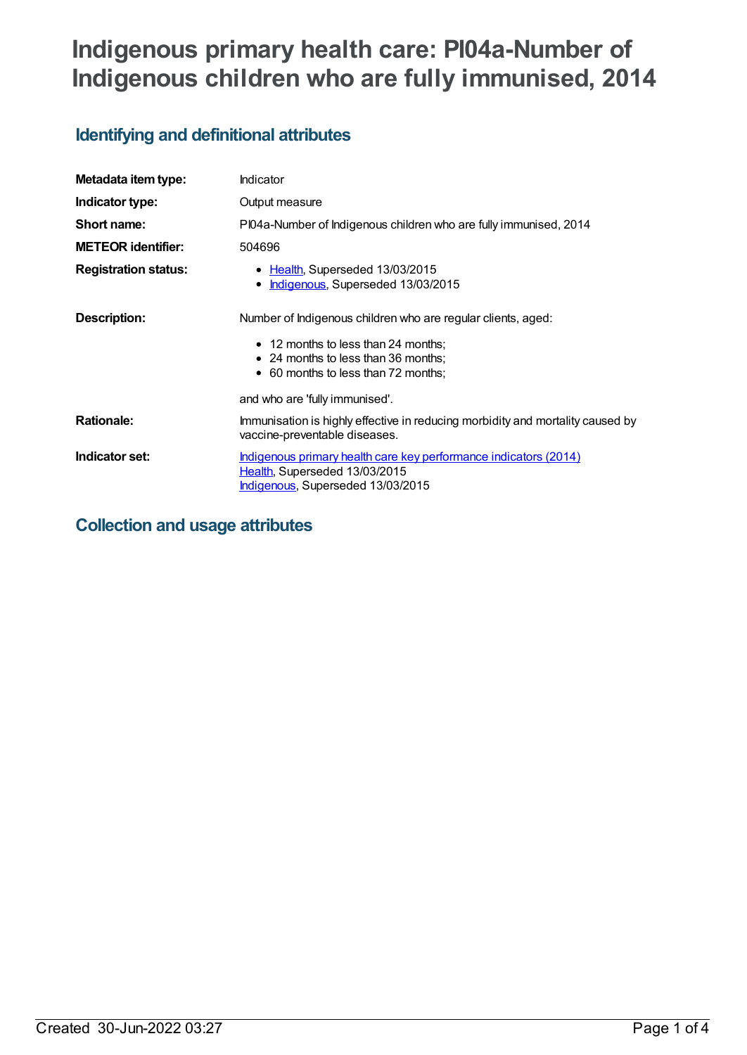# Indigenous primary health care: PI04a-Number of Indigenous children who are fully immunised, 2014

## Identifying and definitional attributes

| | |
|---|---|
| **Metadata item type:** | Indicator |
| **Indicator type:** | Output measure |
| **Short name:** | PI04a-Number of Indigenous children who are fully immunised, 2014 |
| **METEOR identifier:** | 504696 |
| **Registration status:** | • Health, Superseded 13/03/2015<br>• Indigenous, Superseded 13/03/2015 |
| **Description:** | Number of Indigenous children who are regular clients, aged:<br>• 12 months to less than 24 months;<br>• 24 months to less than 36 months;<br>• 60 months to less than 72 months;<br>and who are 'fully immunised'. |
| **Rationale:** | Immunisation is highly effective in reducing morbidity and mortality caused by vaccine-preventable diseases. |
| **Indicator set:** | Indigenous primary health care key performance indicators (2014)<br>Health, Superseded 13/03/2015<br>Indigenous, Superseded 13/03/2015 |

## Collection and usage attributes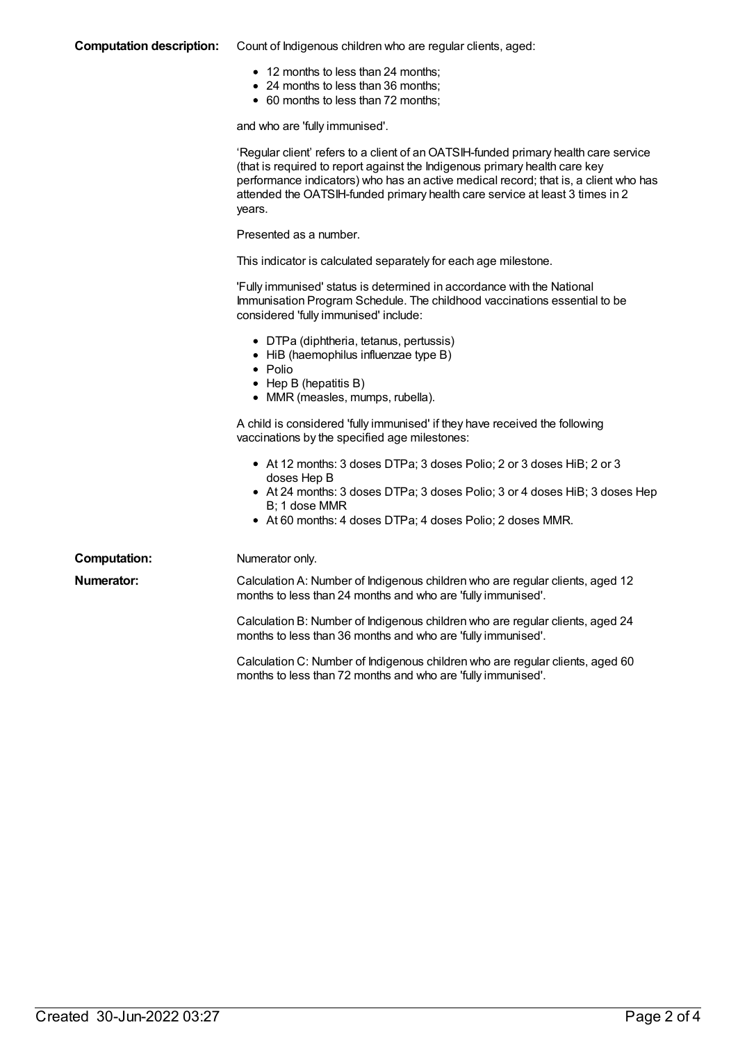**Computation description:** Count of Indigenous children who are regular clients, aged:

- 12 months to less than 24 months;
- 24 months to less than 36 months;
- 60 months to less than 72 months;

and who are 'fully immunised'.

'Regular client' refers to a client of an OATSIH-funded primary health care service (that is required to report against the Indigenous primary health care key performance indicators) who has an active medical record; that is, a client who has attended the OATSIH-funded primary health care service at least 3 times in 2 years.

Presented as a number.

This indicator is calculated separately for each age milestone.

'Fully immunised' status is determined in accordance with the National Immunisation Program Schedule. The childhood vaccinations essential to be considered 'fully immunised' include:

- DTPa (diphtheria, tetanus, pertussis)
- HiB (haemophilus influenzae type B)
- Polio
- Hep B (hepatitis B)
- MMR (measles, mumps, rubella).

A child is considered 'fully immunised' if they have received the following vaccinations by the specified age milestones:

- At 12 months: 3 doses DTPa; 3 doses Polio; 2 or 3 doses HiB; 2 or 3 doses Hep B
- At 24 months: 3 doses DTPa; 3 doses Polio; 3 or 4 doses HiB; 3 doses Hep B; 1 dose MMR
- At 60 months: 4 doses DTPa; 4 doses Polio; 2 doses MMR.

**Computation:** Numerator only.

**Numerator:** Calculation A: Number of Indigenous children who are regular clients, aged 12 months to less than 24 months and who are 'fully immunised'.

Calculation B: Number of Indigenous children who are regular clients, aged 24 months to less than 36 months and who are 'fully immunised'.

Calculation C: Number of Indigenous children who are regular clients, aged 60 months to less than 72 months and who are 'fully immunised'.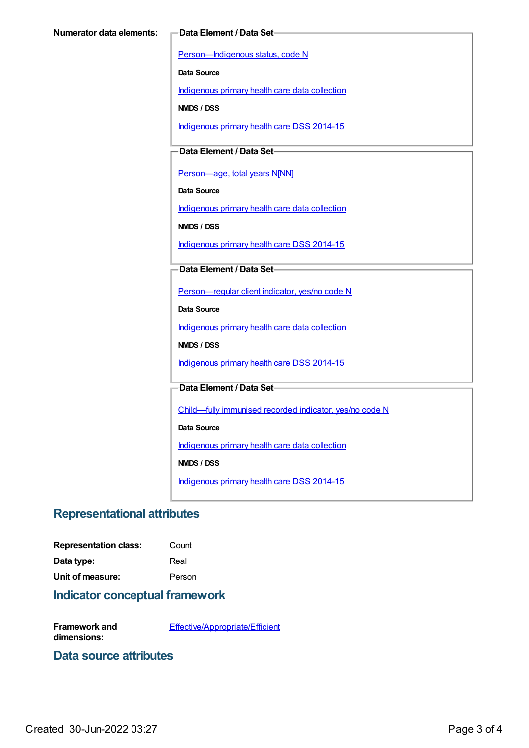**Numerator data elements:**

**Data Element / Data Set**

Person—Indigenous status, code N

**Data Source**

Indigenous primary health care data collection

**NMDS / DSS**

Indigenous primary health care DSS 2014-15

**Data Element / Data Set**

Person—age, total years N[NN]

**Data Source**

Indigenous primary health care data collection

**NMDS / DSS**

Indigenous primary health care DSS 2014-15

**Data Element / Data Set**

Person—regular client indicator, yes/no code N

**Data Source**

Indigenous primary health care data collection

**NMDS / DSS**

Indigenous primary health care DSS 2014-15

**Data Element / Data Set**

Child—fully immunised recorded indicator, yes/no code N

**Data Source**

Indigenous primary health care data collection

**NMDS / DSS**

Indigenous primary health care DSS 2014-15

## Representational attributes

**Representation class:** Count

**Data type:** Real

**Unit of measure:** Person

## Indicator conceptual framework

**Framework and dimensions:** Effective/Appropriate/Efficient

## Data source attributes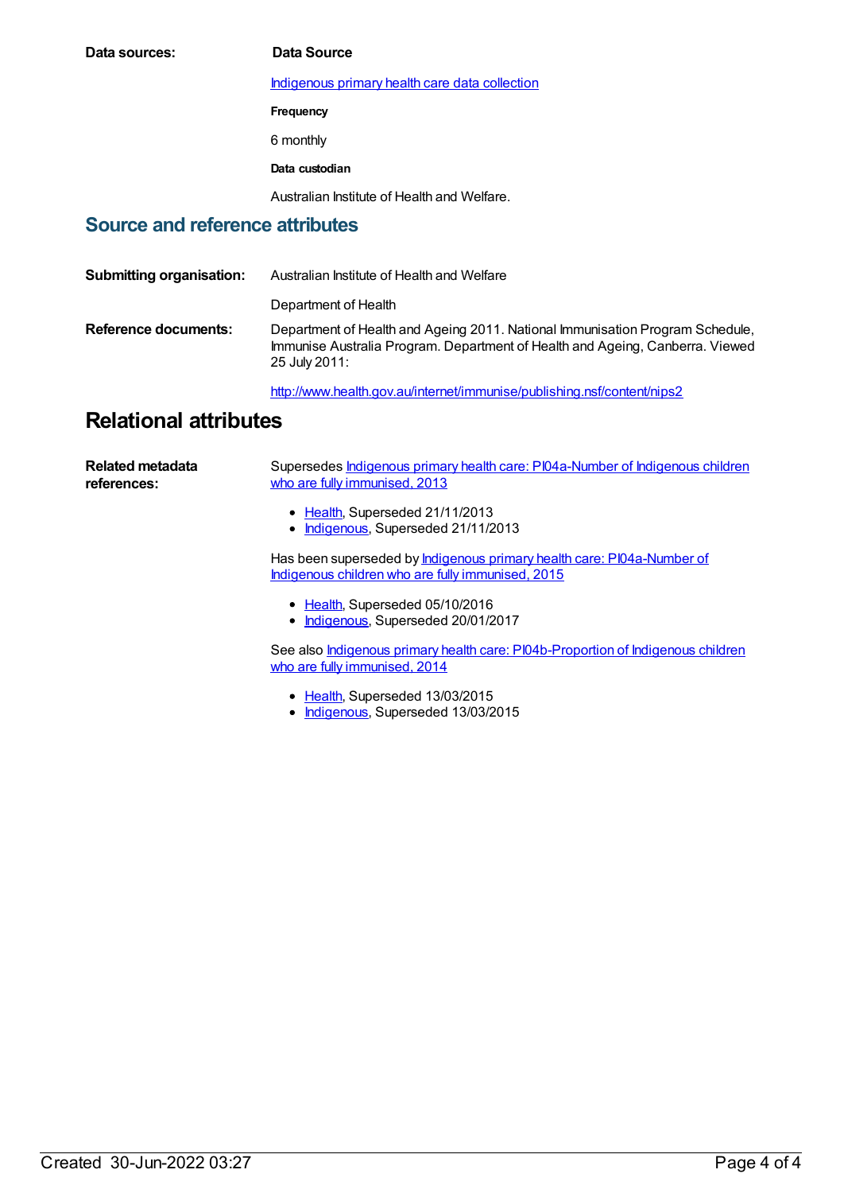**Data sources:**

**Data Source**

Indigenous primary health care data collection

**Frequency**

6 monthly

**Data custodian**

Australian Institute of Health and Welfare.

## Source and reference attributes

**Submitting organisation:** Australian Institute of Health and Welfare

Department of Health

**Reference documents:** Department of Health and Ageing 2011. National Immunisation Program Schedule, Immunise Australia Program. Department of Health and Ageing, Canberra. Viewed 25 July 2011:

http://www.health.gov.au/internet/immunise/publishing.nsf/content/nips2

# Relational attributes

**Related metadata references:**

Supersedes Indigenous primary health care: PI04a-Number of Indigenous children who are fully immunised, 2013

- Health, Superseded 21/11/2013
- Indigenous, Superseded 21/11/2013

Has been superseded by Indigenous primary health care: PI04a-Number of Indigenous children who are fully immunised, 2015

- Health, Superseded 05/10/2016
- Indigenous, Superseded 20/01/2017

See also Indigenous primary health care: PI04b-Proportion of Indigenous children who are fully immunised, 2014

- Health, Superseded 13/03/2015
- Indigenous, Superseded 13/03/2015